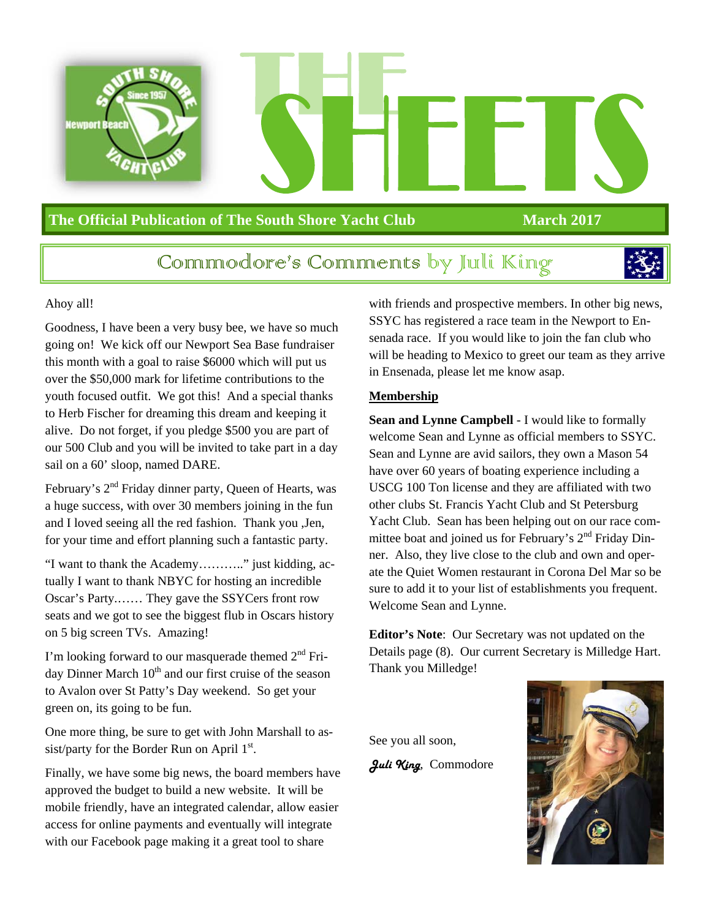# THE SHEETS

**The Official Publication of The South Shore Yacht Club** **March 2017**

## Commodore's Comments by Juli King

Ahoy all!

Goodness, I have been a very busy bee, we have so much going on! We kick off our Newport Sea Base fundraiser this month with a goal to raise $6000 which will put us over the $50,000 mark for lifetime contributions to the youth focused outfit. We got this! And a special thanks to Herb Fischer for dreaming this dream and keeping it alive. Do not forget, if you pledge $500 you are part of our 500 Club and you will be invited to take part in a day sail on a 60' sloop, named DARE.

February's 2nd Friday dinner party, Queen of Hearts, was a huge success, with over 30 members joining in the fun and I loved seeing all the red fashion. Thank you ,Jen, for your time and effort planning such a fantastic party.

"I want to thank the Academy………..'' just kidding, actually I want to thank NBYC for hosting an incredible Oscar's Party.…… They gave the SSYCers front row seats and we got to see the biggest flub in Oscars history on 5 big screen TVs. Amazing!

I'm looking forward to our masquerade themed 2nd Friday Dinner March 10th and our first cruise of the season to Avalon over St Patty's Day weekend. So get your green on, its going to be fun.

One more thing, be sure to get with John Marshall to assist/party for the Border Run on April 1st.

Finally, we have some big news, the board members have approved the budget to build a new website. It will be mobile friendly, have an integrated calendar, allow easier access for online payments and eventually will integrate with our Facebook page making it a great tool to share with friends and prospective members. In other big news, SSYC has registered a race team in the Newport to Ensenada race. If you would like to join the fan club who will be heading to Mexico to greet our team as they arrive in Ensenada, please let me know asap.

**Membership**

**Sean and Lynne Campbell** - I would like to formally welcome Sean and Lynne as official members to SSYC. Sean and Lynne are avid sailors, they own a Mason 54 have over 60 years of boating experience including a USCG 100 Ton license and they are affiliated with two other clubs St. Francis Yacht Club and St Petersburg Yacht Club. Sean has been helping out on our race committee boat and joined us for February's 2nd Friday Dinner. Also, they live close to the club and own and operate the Quiet Women restaurant in Corona Del Mar so be sure to add it to your list of establishments you frequent. Welcome Sean and Lynne.

**Editor's Note**: Our Secretary was not updated on the Details page (8). Our current Secretary is Milledge Hart. Thank you Milledge!

See you all soon,

*Juli King*, Commodore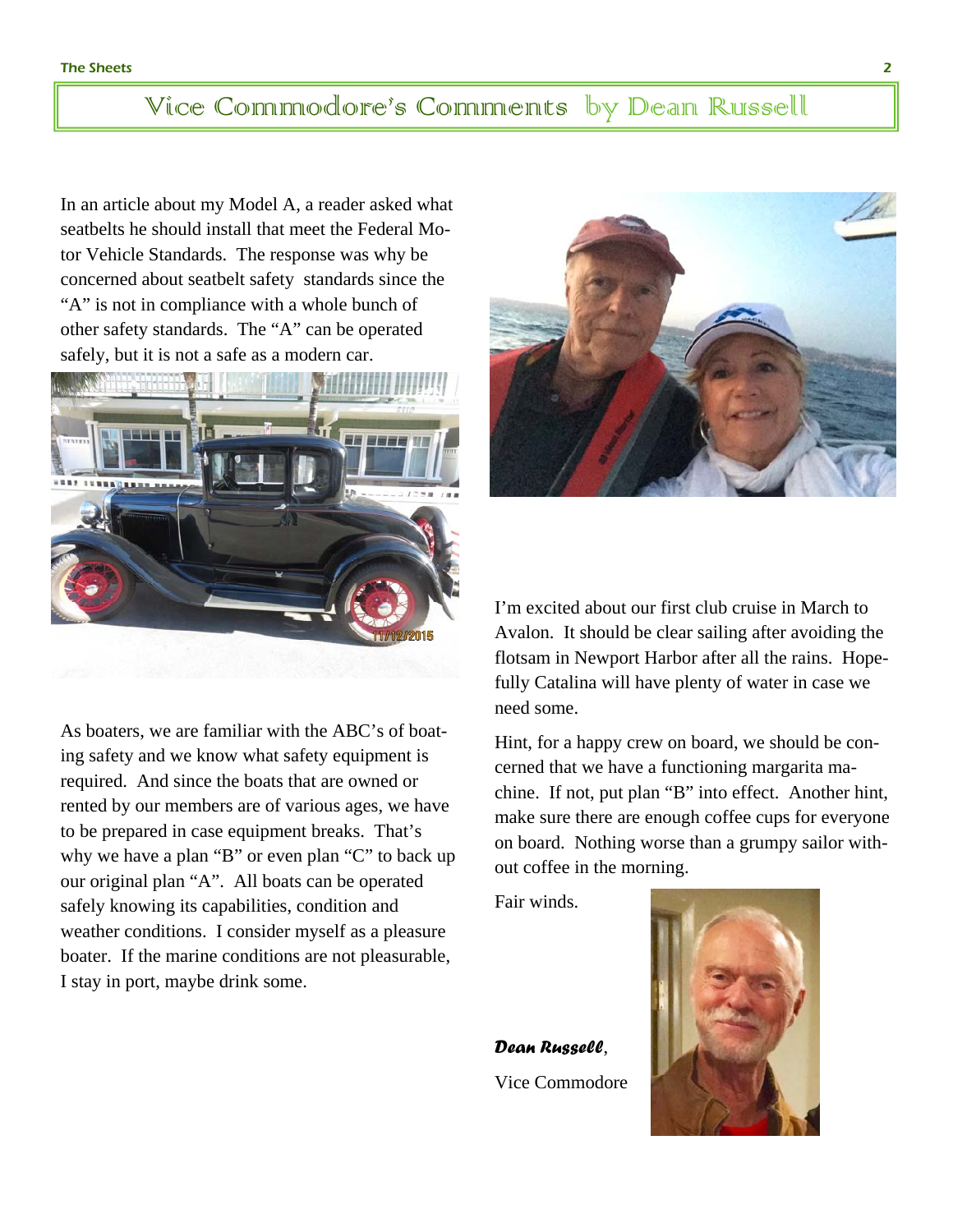# Vice Commodore's Comments by Dean Russell

In an article about my Model A, a reader asked what seatbelts he should install that meet the Federal Motor Vehicle Standards. The response was why be concerned about seatbelt safety standards since the "A" is not in compliance with a whole bunch of other safety standards. The "A" can be operated safely, but it is not a safe as a modern car.

As boaters, we are familiar with the ABC's of boating safety and we know what safety equipment is required. And since the boats that are owned or rented by our members are of various ages, we have to be prepared in case equipment breaks. That's why we have a plan "B" or even plan "C" to back up our original plan "A". All boats can be operated safely knowing its capabilities, condition and weather conditions. I consider myself as a pleasure boater. If the marine conditions are not pleasurable, I stay in port, maybe drink some.

I'm excited about our first club cruise in March to Avalon. It should be clear sailing after avoiding the flotsam in Newport Harbor after all the rains. Hopefully Catalina will have plenty of water in case we need some.

Hint, for a happy crew on board, we should be concerned that we have a functioning margarita machine. If not, put plan "B" into effect. Another hint, make sure there are enough coffee cups for everyone on board. Nothing worse than a grumpy sailor without coffee in the morning.

Fair winds.

***Dean Russell***,

Vice Commodore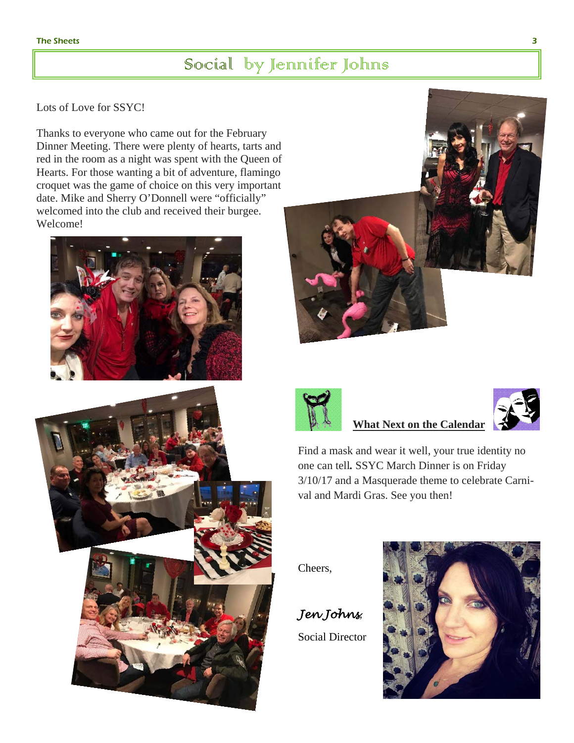## Social by Jennifer Johns

Lots of Love for SSYC!

Thanks to everyone who came out for the February Dinner Meeting. There were plenty of hearts, tarts and red in the room as a night was spent with the Queen of Hearts. For those wanting a bit of adventure, flamingo croquet was the game of choice on this very important date. Mike and Sherry O'Donnell were "officially" welcomed into the club and received their burgee. Welcome!

**What Next on the Calendar**

Find a mask and wear it well, your true identity no one can tell**.** SSYC March Dinner is on Friday 3/10/17 and a Masquerade theme to celebrate Carnival and Mardi Gras. See you then!

Cheers,

*Jen Johns*

Social Director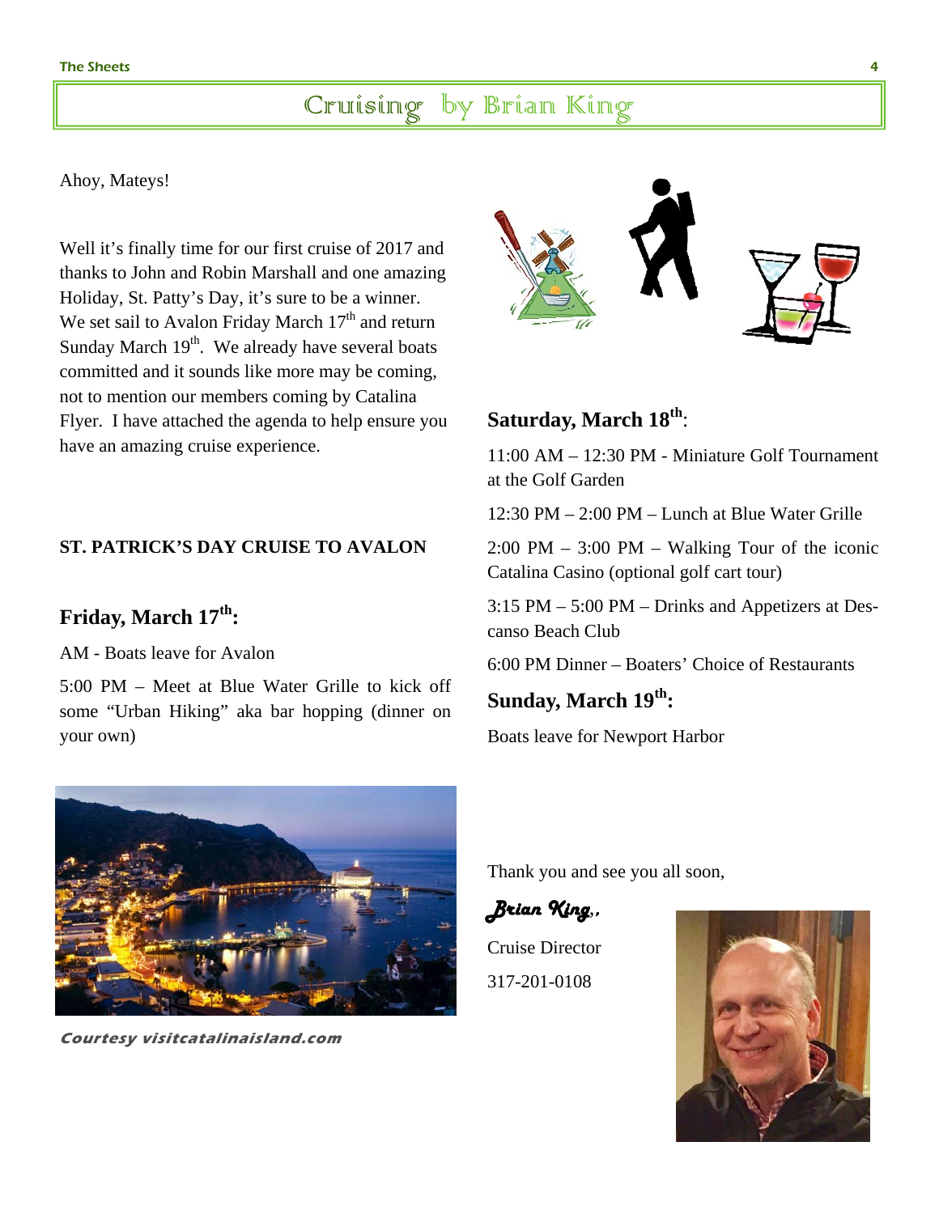# Cruising by Brian King

Ahoy, Mateys!

Well it's finally time for our first cruise of 2017 and thanks to John and Robin Marshall and one amazing Holiday, St. Patty's Day, it's sure to be a winner. We set sail to Avalon Friday March 17th and return Sunday March 19th. We already have several boats committed and it sounds like more may be coming, not to mention our members coming by Catalina Flyer. I have attached the agenda to help ensure you have an amazing cruise experience.

**ST. PATRICK'S DAY CRUISE TO AVALON**

## Friday, March 17th:

AM - Boats leave for Avalon

5:00 PM – Meet at Blue Water Grille to kick off some "Urban Hiking" aka bar hopping (dinner on your own)

## Saturday, March 18th:

11:00 AM – 12:30 PM - Miniature Golf Tournament at the Golf Garden

12:30 PM – 2:00 PM – Lunch at Blue Water Grille

2:00 PM – 3:00 PM – Walking Tour of the iconic Catalina Casino (optional golf cart tour)

3:15 PM – 5:00 PM – Drinks and Appetizers at Descanso Beach Club

6:00 PM Dinner – Boaters' Choice of Restaurants

## Sunday, March 19th:

Boats leave for Newport Harbor

*Courtesy visitcatalinaisland.com*

Thank you and see you all soon,

*Brian King*,,

Cruise Director

317-201-0108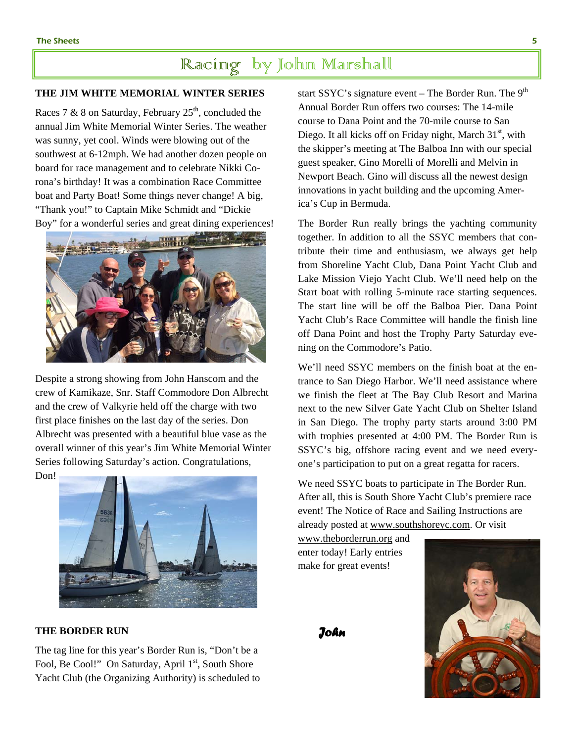# Racing by John Marshall

### THE JIM WHITE MEMORIAL WINTER SERIES

Races 7 & 8 on Saturday, February 25th, concluded the annual Jim White Memorial Winter Series. The weather was sunny, yet cool. Winds were blowing out of the southwest at 6-12mph. We had another dozen people on board for race management and to celebrate Nikki Corona's birthday! It was a combination Race Committee boat and Party Boat! Some things never change! A big, "Thank you!" to Captain Mike Schmidt and "Dickie Boy" for a wonderful series and great dining experiences!

Despite a strong showing from John Hanscom and the crew of Kamikaze, Snr. Staff Commodore Don Albrecht and the crew of Valkyrie held off the charge with two first place finishes on the last day of the series. Don Albrecht was presented with a beautiful blue vase as the overall winner of this year's Jim White Memorial Winter Series following Saturday's action. Congratulations, Don!

### THE BORDER RUN

The tag line for this year's Border Run is, "Don't be a Fool, Be Cool!" On Saturday, April 1st, South Shore Yacht Club (the Organizing Authority) is scheduled to start SSYC's signature event – The Border Run. The 9th Annual Border Run offers two courses: The 14-mile course to Dana Point and the 70-mile course to San Diego. It all kicks off on Friday night, March 31st, with the skipper's meeting at The Balboa Inn with our special guest speaker, Gino Morelli of Morelli and Melvin in Newport Beach. Gino will discuss all the newest design innovations in yacht building and the upcoming America's Cup in Bermuda.

The Border Run really brings the yachting community together. In addition to all the SSYC members that contribute their time and enthusiasm, we always get help from Shoreline Yacht Club, Dana Point Yacht Club and Lake Mission Viejo Yacht Club. We'll need help on the Start boat with rolling 5-minute race starting sequences. The start line will be off the Balboa Pier. Dana Point Yacht Club's Race Committee will handle the finish line off Dana Point and host the Trophy Party Saturday evening on the Commodore's Patio.

We'll need SSYC members on the finish boat at the entrance to San Diego Harbor. We'll need assistance where we finish the fleet at The Bay Club Resort and Marina next to the new Silver Gate Yacht Club on Shelter Island in San Diego. The trophy party starts around 3:00 PM with trophies presented at 4:00 PM. The Border Run is SSYC's big, offshore racing event and we need everyone's participation to put on a great regatta for racers.

We need SSYC boats to participate in The Border Run. After all, this is South Shore Yacht Club's premiere race event! The Notice of Race and Sailing Instructions are already posted at www.southshoreyc.com. Or visit www.theborderrun.org and enter today! Early entries make for great events!

***John***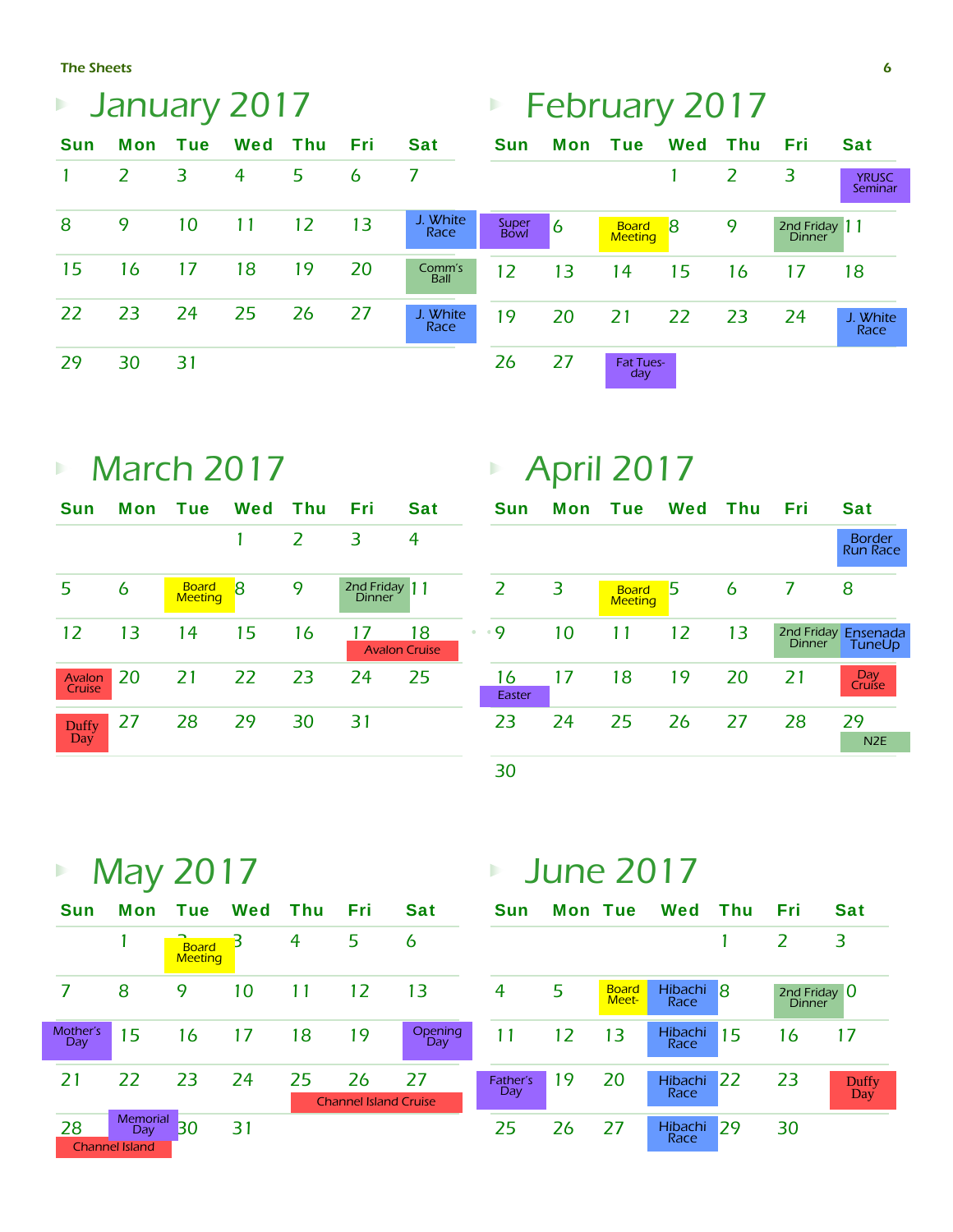## January 2017

| Sun | Mon | Tue | Wed | Thu | Fri | Sat |
|---|---|---|---|---|---|---|
| 1 | 2 | 3 | 4 | 5 | 6 | 7 |
| 8 | 9 | 10 | 11 | 12 | 13 | 14 J. White Race |
| 15 | 16 | 17 | 18 | 19 | 20 | 21 Comm's Ball |
| 22 | 23 | 24 | 25 | 26 | 27 | 28 J. White Race |
| 29 | 30 | 31 | | | | |

## February 2017

| Sun | Mon | Tue | Wed | Thu | Fri | Sat |
|---|---|---|---|---|---|---|
| | | | 1 | 2 | 3 | 4 YRUSC Seminar |
| 5 Super Bowl | 6 | 7 Board Meeting | 8 | 9 | 10 2nd Friday Dinner | 11 |
| 12 | 13 | 14 | 15 | 16 | 17 | 18 |
| 19 | 20 | 21 | 22 | 23 | 24 | 25 J. White Race |
| 26 | 27 | 28 Fat Tuesday | | | | |

## March 2017

| Sun | Mon | Tue | Wed | Thu | Fri | Sat |
|---|---|---|---|---|---|---|
| | | | 1 | 2 | 3 | 4 |
| 5 | 6 | 7 Board Meeting | 8 | 9 | 10 2nd Friday Dinner | 11 |
| 12 | 13 | 14 | 15 | 16 | 17 Avalon Cruise | 18 Avalon Cruise |
| 19 Avalon Cruise | 20 | 21 | 22 | 23 | 24 | 25 |
| 26 Duffy Day | 27 | 28 | 29 | 30 | 31 | |

## April 2017

| Sun | Mon | Tue | Wed | Thu | Fri | Sat |
|---|---|---|---|---|---|---|
| | | | | | | 1 Border Run Race |
| 2 | 3 | 4 Board Meeting | 5 | 6 | 7 | 8 |
| 9 | 10 | 11 | 12 | 13 | 14 2nd Friday Dinner | 15 Ensenada TuneUp |
| 16 Easter | 17 | 18 | 19 | 20 | 21 | 22 Day Cruise |
| 23 | 24 | 25 | 26 | 27 | 28 | 29 N2E |
| 30 | | | | | | |

## May 2017

| Sun | Mon | Tue | Wed | Thu | Fri | Sat |
|---|---|---|---|---|---|---|
| | 1 | 2 Board Meeting | 3 | 4 | 5 | 6 |
| 7 | 8 | 9 | 10 | 11 | 12 | 13 |
| 14 Mother's Day | 15 | 16 | 17 | 18 | 19 | 20 Opening Day |
| 21 | 22 | 23 | 24 | 25 | 26 Channel Island Cruise | 27 Channel Island Cruise |
| 28 Channel Island | 29 Memorial Day, Channel Island | 30 | 31 | | | |

## June 2017

| Sun | Mon | Tue | Wed | Thu | Fri | Sat |
|---|---|---|---|---|---|---|
| | | | | 1 | 2 | 3 |
| 4 | 5 | 6 Board Meet- | 7 Hibachi Race | 8 | 9 2nd Friday Dinner | 10 |
| 11 | 12 | 13 | 14 Hibachi Race | 15 | 16 | 17 |
| 18 Father's Day | 19 | 20 | 21 Hibachi Race | 22 | 23 | 24 Duffy Day |
| 25 | 26 | 27 | 28 Hibachi Race | 29 | 30 | |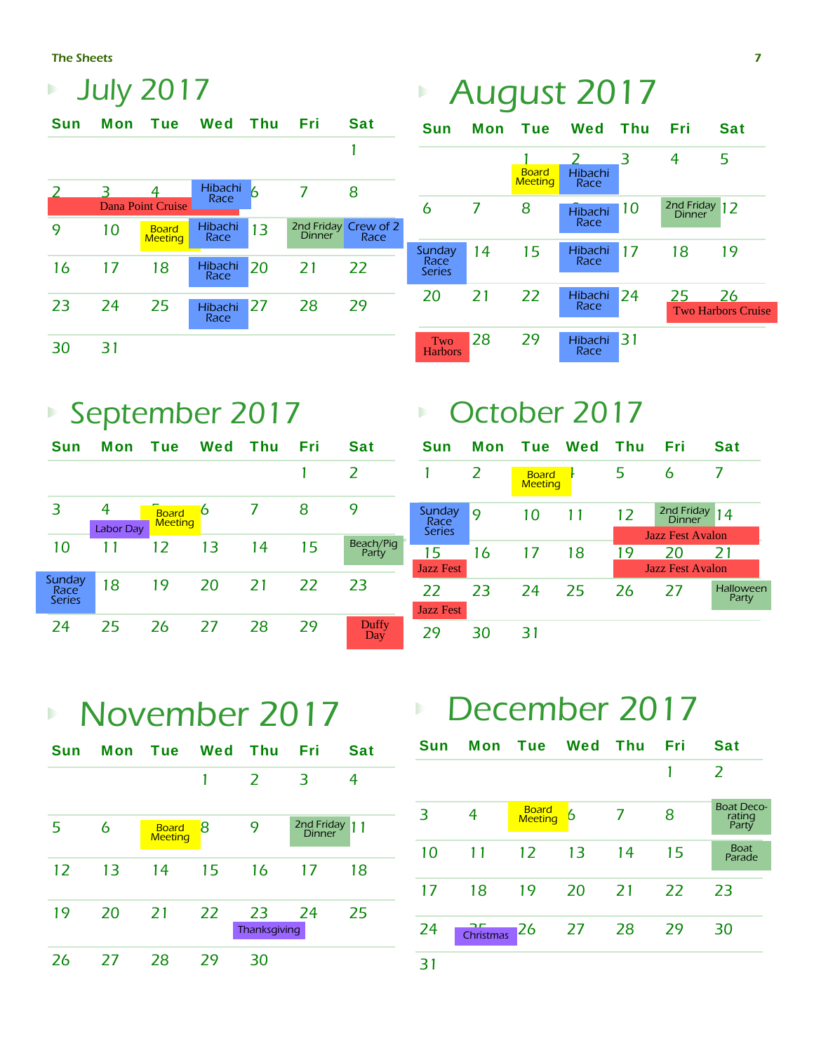## July 2017

| Sun | Mon | Tue | Wed | Thu | Fri | Sat |
|---|---|---|---|---|---|---|
| | | | | | | 1 |
| 2 Dana Point Cruise | 3 Dana Point Cruise | 4 Dana Point Cruise | 5 Hibachi Race | 6 | 7 | 8 |
| 9 | 10 | 11 Board Meeting | 12 Hibachi Race | 13 | 14 2nd Friday Dinner | 15 Crew of 2 Race |
| 16 | 17 | 18 | 19 Hibachi Race | 20 | 21 | 22 |
| 23 | 24 | 25 | 26 Hibachi Race | 27 | 28 | 29 |
| 30 | 31 | | | | | |

## August 2017

| Sun | Mon | Tue | Wed | Thu | Fri | Sat |
|---|---|---|---|---|---|---|
| | | 1 Board Meeting | 2 Hibachi Race | 3 | 4 | 5 |
| 6 | 7 | 8 | 9 Hibachi Race | 10 | 11 2nd Friday Dinner | 12 |
| 13 Sunday Race Series | 14 | 15 | 16 Hibachi Race | 17 | 18 | 19 |
| 20 | 21 | 22 | 23 Hibachi Race | 24 | 25 Two Harbors Cruise | 26 Two Harbors Cruise |
| 27 Two Harbors | 28 | 29 | 30 Hibachi Race | 31 | | |

## September 2017

| Sun | Mon | Tue | Wed | Thu | Fri | Sat |
|---|---|---|---|---|---|---|
| | | | | | 1 | 2 |
| 3 | 4 Labor Day | 5 Board Meeting | 6 | 7 | 8 | 9 |
| 10 | 11 | 12 | 13 | 14 | 15 | 16 Beach/Pig Party |
| 17 Sunday Race Series | 18 | 19 | 20 | 21 | 22 | 23 |
| 24 | 25 | 26 | 27 | 28 | 29 | 30 Duffy Day |

## October 2017

| Sun | Mon | Tue | Wed | Thu | Fri | Sat |
|---|---|---|---|---|---|---|
| 1 | 2 | 3 Board Meeting | 4 | 5 | 6 | 7 |
| 8 Sunday Race Series | 9 | 10 | 11 | 12 | 13 2nd Friday Dinner | 14 |
| 15 Jazz Fest | 16 | 17 | 18 | 19 Jazz Fest Avalon | 20 Jazz Fest Avalon | 21 Jazz Fest Avalon |
| 22 Jazz Fest | 23 | 24 | 25 | 26 | 27 | 28 Halloween Party |
| 29 | 30 | 31 | | | | |

## November 2017

| Sun | Mon | Tue | Wed | Thu | Fri | Sat |
|---|---|---|---|---|---|---|
| | | | 1 | 2 | 3 | 4 |
| 5 | 6 | 7 Board Meeting | 8 | 9 | 10 2nd Friday Dinner | 11 |
| 12 | 13 | 14 | 15 | 16 | 17 | 18 |
| 19 | 20 | 21 | 22 | 23 Thanksgiving | 24 | 25 |
| 26 | 27 | 28 | 29 | 30 | | |

## December 2017

| Sun | Mon | Tue | Wed | Thu | Fri | Sat |
|---|---|---|---|---|---|---|
| | | | | | 1 | 2 |
| 3 | 4 | 5 Board Meeting | 6 | 7 | 8 | 9 Boat Decorating Party |
| 10 | 11 | 12 | 13 | 14 | 15 | 16 Boat Parade |
| 17 | 18 | 19 | 20 | 21 | 22 | 23 |
| 24 | 25 Christmas | 26 | 27 | 28 | 29 | 30 |
| 31 | | | | | | |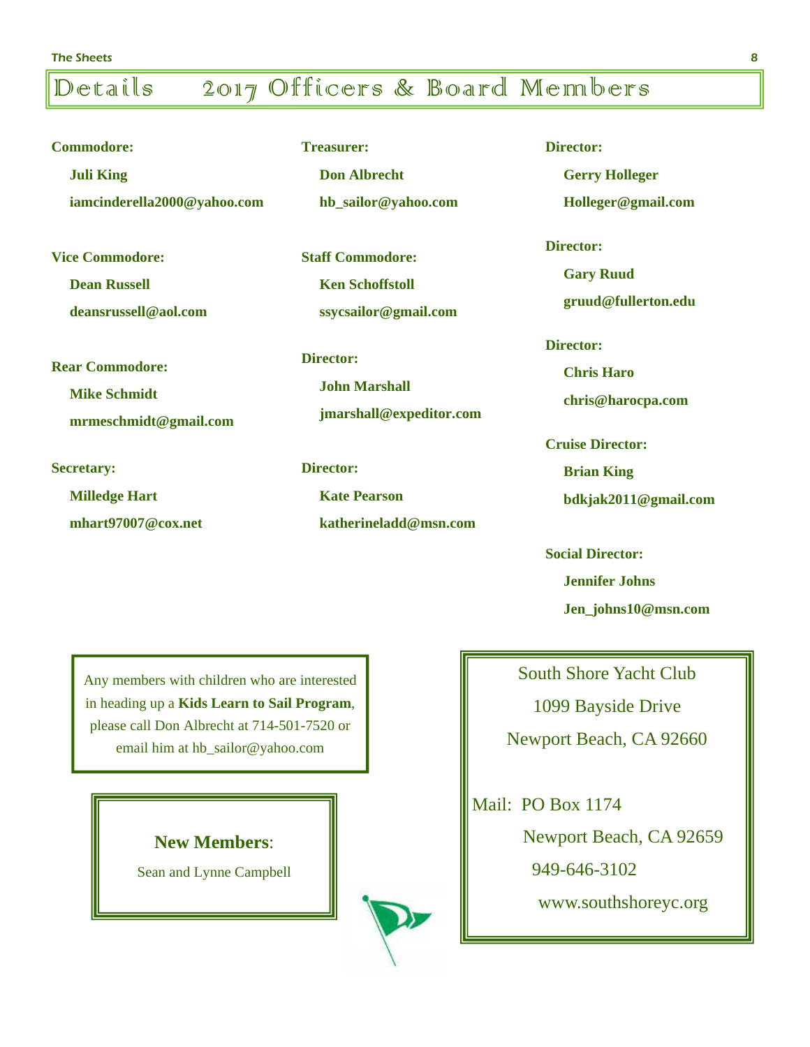# Details 2017 Officers & Board Members

**Commodore:**
**Juli King**
**iamcinderella2000@yahoo.com**

**Vice Commodore:**
**Dean Russell**
**deansrussell@aol.com**

**Rear Commodore:**
**Mike Schmidt**
**mrmeschmidt@gmail.com**

**Secretary:**
**Milledge Hart**
**mhart97007@cox.net**

**Treasurer:**
**Don Albrecht**
**hb_sailor@yahoo.com**

**Staff Commodore:**
**Ken Schoffstoll**
**ssycsailor@gmail.com**

**Director:**
**John Marshall**
**jmarshall@expeditor.com**

**Director:**
**Kate Pearson**
**katherineladd@msn.com**

**Director:**
**Gerry Holleger**
**Holleger@gmail.com**

**Director:**
**Gary Ruud**
**gruud@fullerton.edu**

**Director:**
**Chris Haro**
**chris@harocpa.com**

**Cruise Director:**
**Brian King**
**bdkjak2011@gmail.com**

**Social Director:**
**Jennifer Johns**
**Jen_johns10@msn.com**

Any members with children who are interested in heading up a **Kids Learn to Sail Program**, please call Don Albrecht at 714-501-7520 or email him at hb_sailor@yahoo.com

**New Members**:
Sean and Lynne Campbell

South Shore Yacht Club
1099 Bayside Drive
Newport Beach, CA 92660

Mail: PO Box 1174
Newport Beach, CA 92659
949-646-3102
www.southshoreyc.org